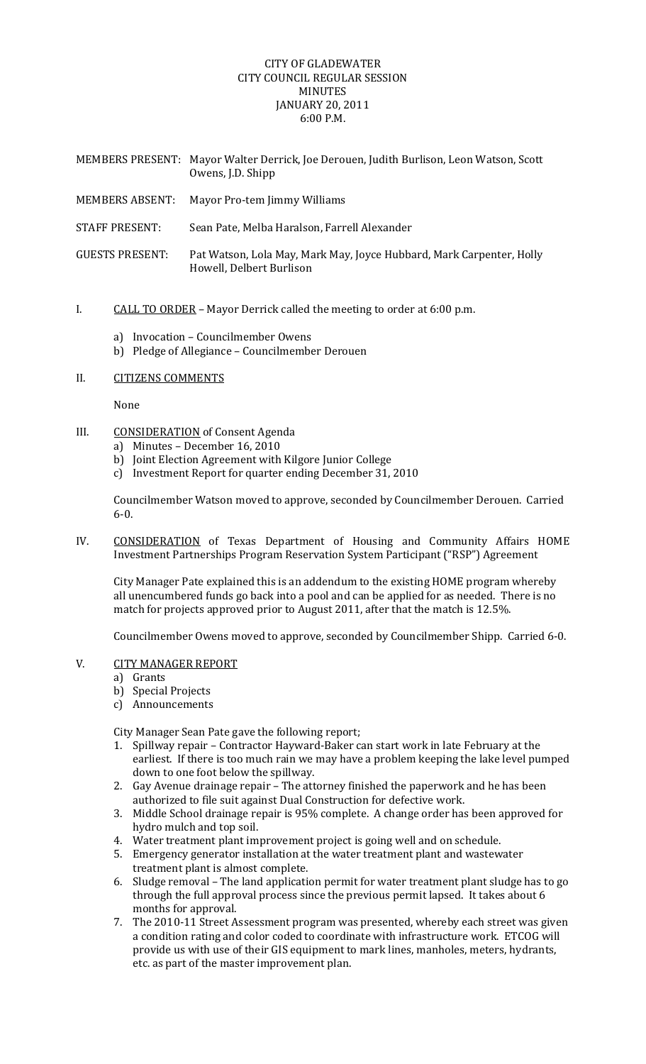CITY OF GLADEWATER
CITY COUNCIL REGULAR SESSION
MINUTES
JANUARY 20, 2011
6:00 P.M.

MEMBERS PRESENT: Mayor Walter Derrick, Joe Derouen, Judith Burlison, Leon Watson, Scott Owens, J.D. Shipp

MEMBERS ABSENT: Mayor Pro-tem Jimmy Williams

STAFF PRESENT: Sean Pate, Melba Haralson, Farrell Alexander

GUESTS PRESENT: Pat Watson, Lola May, Mark May, Joyce Hubbard, Mark Carpenter, Holly Howell, Delbert Burlison

I. CALL TO ORDER – Mayor Derrick called the meeting to order at 6:00 p.m.

   a) Invocation – Councilmember Owens
   b) Pledge of Allegiance – Councilmember Derouen

II. CITIZENS COMMENTS

   None

III. CONSIDERATION of Consent Agenda
   a) Minutes – December 16, 2010
   b) Joint Election Agreement with Kilgore Junior College
   c) Investment Report for quarter ending December 31, 2010

   Councilmember Watson moved to approve, seconded by Councilmember Derouen. Carried 6-0.

IV. CONSIDERATION of Texas Department of Housing and Community Affairs HOME Investment Partnerships Program Reservation System Participant ("RSP") Agreement

   City Manager Pate explained this is an addendum to the existing HOME program whereby all unencumbered funds go back into a pool and can be applied for as needed. There is no match for projects approved prior to August 2011, after that the match is 12.5%.

   Councilmember Owens moved to approve, seconded by Councilmember Shipp. Carried 6-0.

V. CITY MANAGER REPORT
   a) Grants
   b) Special Projects
   c) Announcements

   City Manager Sean Pate gave the following report;
   1. Spillway repair – Contractor Hayward-Baker can start work in late February at the earliest. If there is too much rain we may have a problem keeping the lake level pumped down to one foot below the spillway.
   2. Gay Avenue drainage repair – The attorney finished the paperwork and he has been authorized to file suit against Dual Construction for defective work.
   3. Middle School drainage repair is 95% complete. A change order has been approved for hydro mulch and top soil.
   4. Water treatment plant improvement project is going well and on schedule.
   5. Emergency generator installation at the water treatment plant and wastewater treatment plant is almost complete.
   6. Sludge removal – The land application permit for water treatment plant sludge has to go through the full approval process since the previous permit lapsed. It takes about 6 months for approval.
   7. The 2010-11 Street Assessment program was presented, whereby each street was given a condition rating and color coded to coordinate with infrastructure work. ETCOG will provide us with use of their GIS equipment to mark lines, manholes, meters, hydrants, etc. as part of the master improvement plan.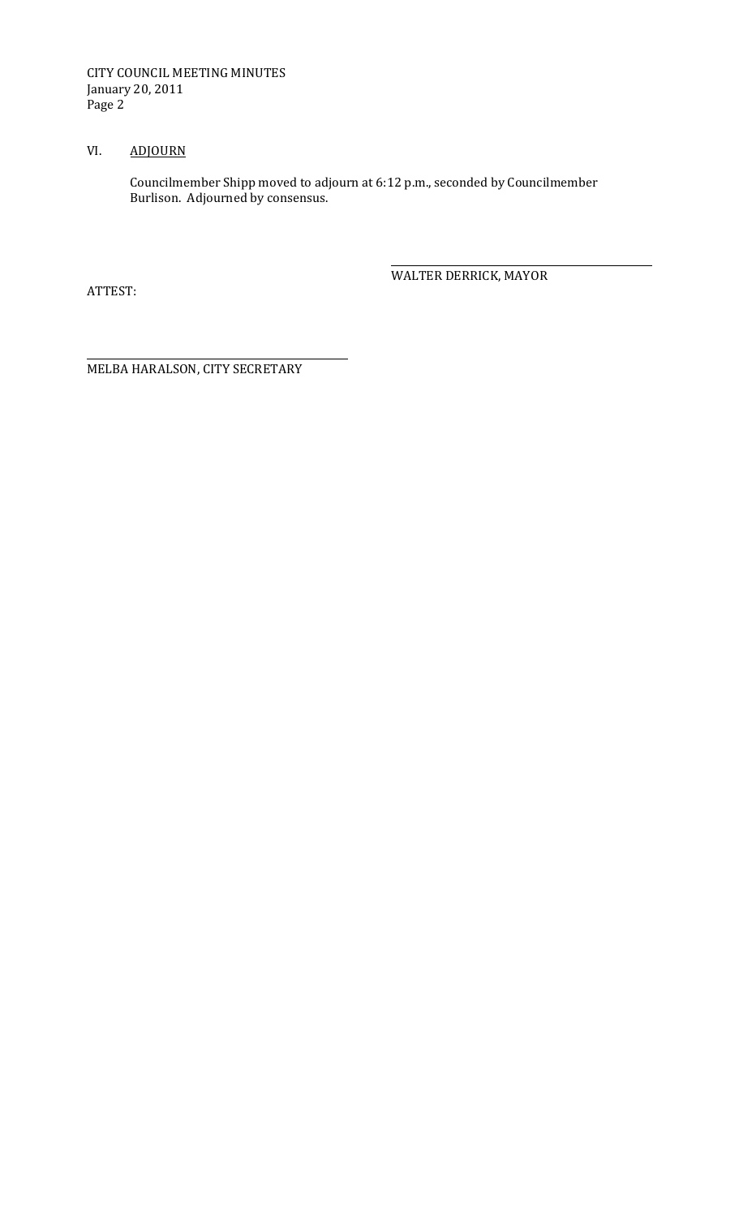## VI. ADJOURN

Councilmember Shipp moved to adjourn at 6:12 p.m., seconded by Councilmember Burlison. Adjourned by consensus.

WALTER DERRICK, MAYOR

ATTEST:

MELBA HARALSON, CITY SECRETARY